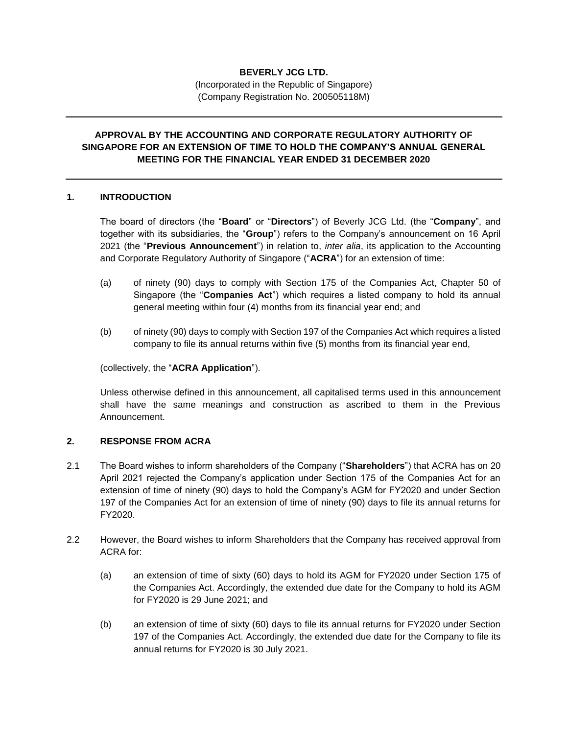**BEVERLY JCG LTD.**
(Incorporated in the Republic of Singapore)
(Company Registration No. 200505118M)

---

## APPROVAL BY THE ACCOUNTING AND CORPORATE REGULATORY AUTHORITY OF SINGAPORE FOR AN EXTENSION OF TIME TO HOLD THE COMPANY'S ANNUAL GENERAL MEETING FOR THE FINANCIAL YEAR ENDED 31 DECEMBER 2020

---

### 1. INTRODUCTION

The board of directors (the "**Board**" or "**Directors**") of Beverly JCG Ltd. (the "**Company**", and together with its subsidiaries, the "**Group**") refers to the Company's announcement on 16 April 2021 (the "**Previous Announcement**") in relation to, *inter alia*, its application to the Accounting and Corporate Regulatory Authority of Singapore ("**ACRA**") for an extension of time:

(a) of ninety (90) days to comply with Section 175 of the Companies Act, Chapter 50 of Singapore (the "**Companies Act**") which requires a listed company to hold its annual general meeting within four (4) months from its financial year end; and

(b) of ninety (90) days to comply with Section 197 of the Companies Act which requires a listed company to file its annual returns within five (5) months from its financial year end,

(collectively, the "**ACRA Application**").

Unless otherwise defined in this announcement, all capitalised terms used in this announcement shall have the same meanings and construction as ascribed to them in the Previous Announcement.

### 2. RESPONSE FROM ACRA

2.1 The Board wishes to inform shareholders of the Company ("**Shareholders**") that ACRA has on 20 April 2021 rejected the Company's application under Section 175 of the Companies Act for an extension of time of ninety (90) days to hold the Company's AGM for FY2020 and under Section 197 of the Companies Act for an extension of time of ninety (90) days to file its annual returns for FY2020.

2.2 However, the Board wishes to inform Shareholders that the Company has received approval from ACRA for:

(a) an extension of time of sixty (60) days to hold its AGM for FY2020 under Section 175 of the Companies Act. Accordingly, the extended due date for the Company to hold its AGM for FY2020 is 29 June 2021; and

(b) an extension of time of sixty (60) days to file its annual returns for FY2020 under Section 197 of the Companies Act. Accordingly, the extended due date for the Company to file its annual returns for FY2020 is 30 July 2021.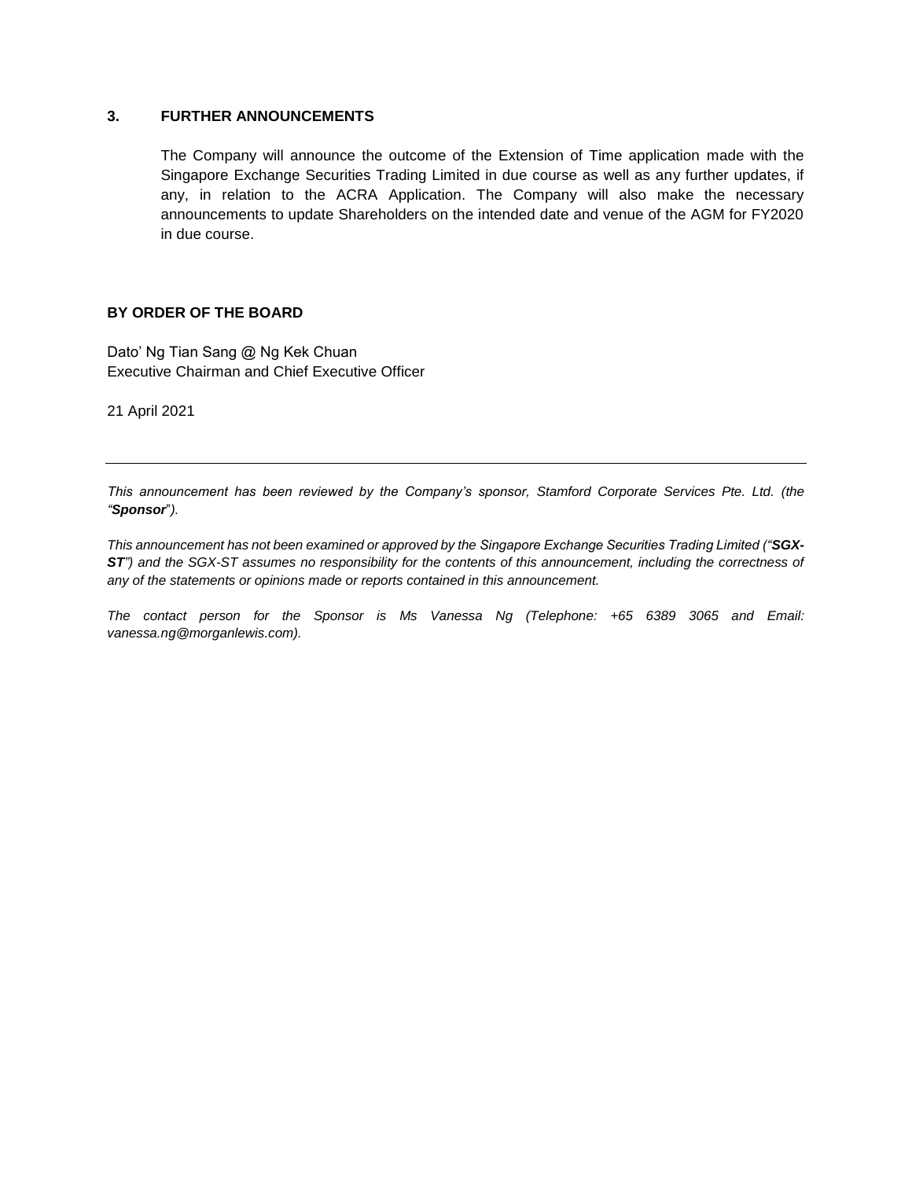## 3. FURTHER ANNOUNCEMENTS

The Company will announce the outcome of the Extension of Time application made with the Singapore Exchange Securities Trading Limited in due course as well as any further updates, if any, in relation to the ACRA Application. The Company will also make the necessary announcements to update Shareholders on the intended date and venue of the AGM for FY2020 in due course.

**BY ORDER OF THE BOARD**

Dato' Ng Tian Sang @ Ng Kek Chuan
Executive Chairman and Chief Executive Officer

21 April 2021

---

*This announcement has been reviewed by the Company's sponsor, Stamford Corporate Services Pte. Ltd. (the "**Sponsor**").*

*This announcement has not been examined or approved by the Singapore Exchange Securities Trading Limited ("**SGX-ST**") and the SGX-ST assumes no responsibility for the contents of this announcement, including the correctness of any of the statements or opinions made or reports contained in this announcement.*

*The contact person for the Sponsor is Ms Vanessa Ng (Telephone: +65 6389 3065 and Email: vanessa.ng@morganlewis.com).*